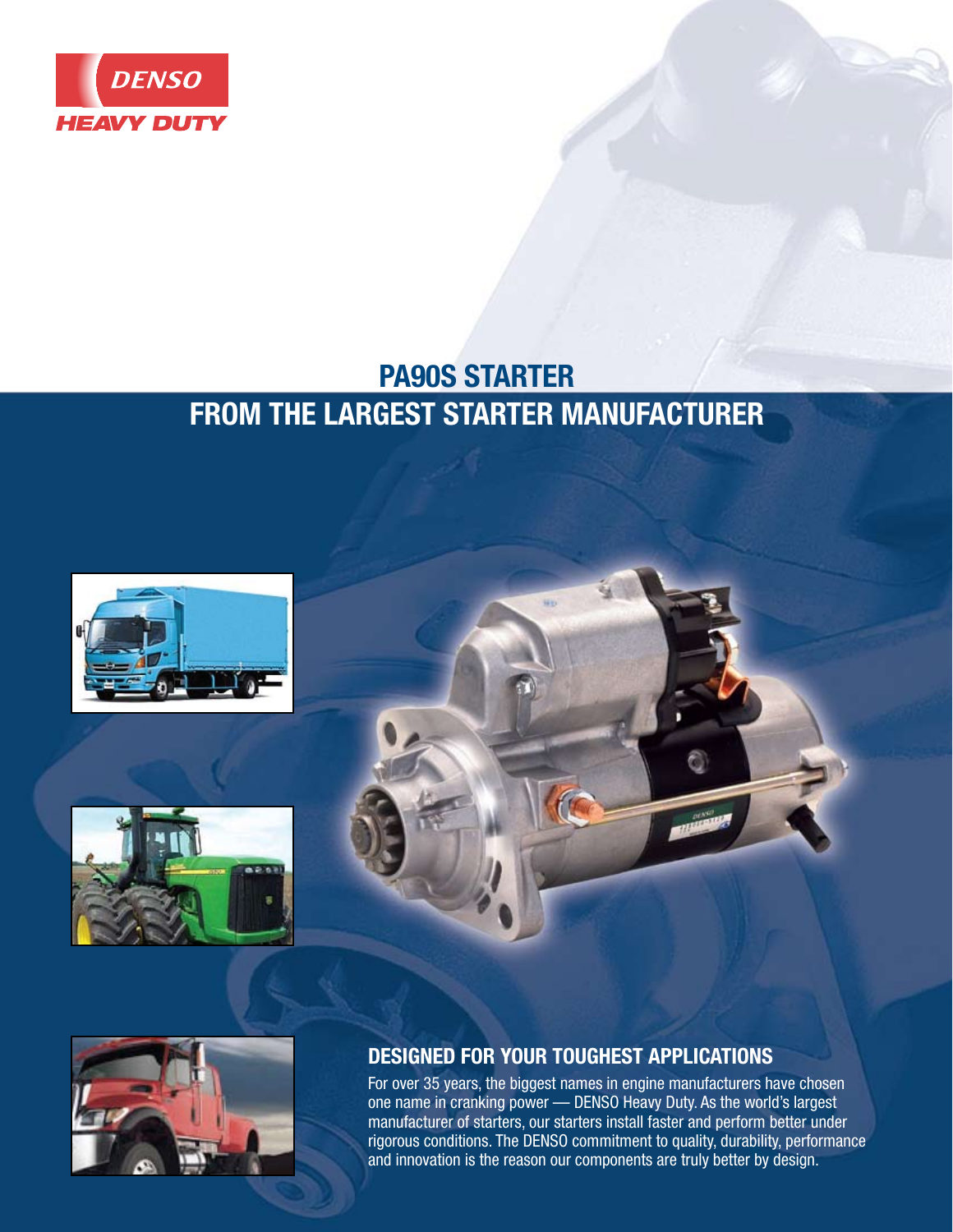DENSO

HEAVY DUTY

# PA90S STARTER

# FROM THE LARGEST STARTER MANUFACTURER

## DESIGNED FOR YOUR TOUGHEST APPLICATIONS

For over 35 years, the biggest names in engine manufacturers have chosen one name in cranking power — DENSO Heavy Duty. As the world's largest manufacturer of starters, our starters install faster and perform better under rigorous conditions. The DENSO commitment to quality, durability, performance and innovation is the reason our components are truly better by design.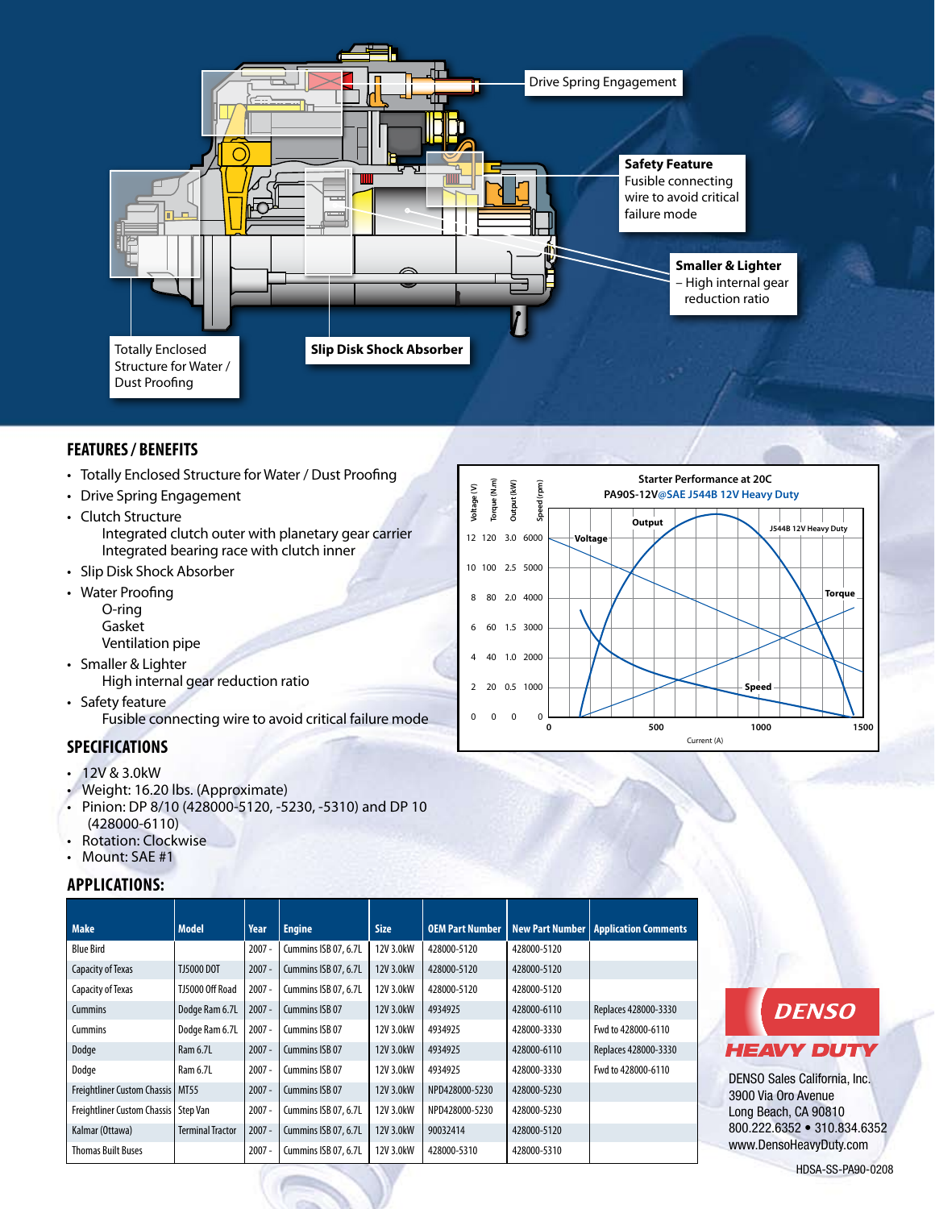Drive Spring Engagement

**Safety Feature**
Fusible connecting wire to avoid critical failure mode

**Smaller & Lighter**
– High internal gear reduction ratio

Totally Enclosed Structure for Water / Dust Proofing

**Slip Disk Shock Absorber**

## FEATURES / BENEFITS

- Totally Enclosed Structure for Water / Dust Proofing
- Drive Spring Engagement
- Clutch Structure
  - Integrated clutch outer with planetary gear carrier
  - Integrated bearing race with clutch inner
- Slip Disk Shock Absorber
- Water Proofing
  - O-ring
  - Gasket
  - Ventilation pipe
- Smaller & Lighter
  - High internal gear reduction ratio
- Safety feature
  - Fusible connecting wire to avoid critical failure mode

Starter Performance at 20C
PA90S-12V@SAE J544B 12V Heavy Duty

Voltage (V) Torque (N.m) Output (kW) Speed (rpm)

12 120 3.0 6000
10 100 2.5 5000
8 80 2.0 4000
6 60 1.5 3000
4 40 1.0 2000
2 20 0.5 1000
0 0 0 0

0 500 1000 1500
Current (A)

Output
Voltage
J544B 12V Heavy Duty
Torque
Speed

## SPECIFICATIONS

- 12V & 3.0kW
- Weight: 16.20 lbs. (Approximate)
- Pinion: DP 8/10 (428000-5120, -5230, -5310) and DP 10 (428000-6110)
- Rotation: Clockwise
- Mount: SAE #1

## APPLICATIONS:

| Make | Model | Year | Engine | Size | OEM Part Number | New Part Number | Application Comments |
|---|---|---|---|---|---|---|---|
| Blue Bird | | 2007 - | Cummins ISB 07, 6.7L | 12V 3.0kW | 428000-5120 | 428000-5120 | |
| Capacity of Texas | TJ5000 DOT | 2007 - | Cummins ISB 07, 6.7L | 12V 3.0kW | 428000-5120 | 428000-5120 | |
| Capacity of Texas | TJ5000 Off Road | 2007 - | Cummins ISB 07, 6.7L | 12V 3.0kW | 428000-5120 | 428000-5120 | |
| Cummins | Dodge Ram 6.7L | 2007 - | Cummins ISB 07 | 12V 3.0kW | 4934925 | 428000-6110 | Replaces 428000-3330 |
| Cummins | Dodge Ram 6.7L | 2007 - | Cummins ISB 07 | 12V 3.0kW | 4934925 | 428000-3330 | Fwd to 428000-6110 |
| Dodge | Ram 6.7L | 2007 - | Cummins ISB 07 | 12V 3.0kW | 4934925 | 428000-6110 | Replaces 428000-3330 |
| Dodge | Ram 6.7L | 2007 - | Cummins ISB 07 | 12V 3.0kW | 4934925 | 428000-3330 | Fwd to 428000-6110 |
| Freightliner Custom Chassis | MT55 | 2007 - | Cummins ISB 07 | 12V 3.0kW | NPD428000-5230 | 428000-5230 | |
| Freightliner Custom Chassis | Step Van | 2007 - | Cummins ISB 07, 6.7L | 12V 3.0kW | NPD428000-5230 | 428000-5230 | |
| Kalmar (Ottawa) | Terminal Tractor | 2007 - | Cummins ISB 07, 6.7L | 12V 3.0kW | 90032414 | 428000-5120 | |
| Thomas Built Buses | | 2007 - | Cummins ISB 07, 6.7L | 12V 3.0kW | 428000-5310 | 428000-5310 | |

DENSO HEAVY DUTY

DENSO Sales California, Inc.
3900 Via Oro Avenue
Long Beach, CA 90810
800.222.6352 • 310.834.6352
www.DensoHeavyDuty.com

HDSA-SS-PA90-0208